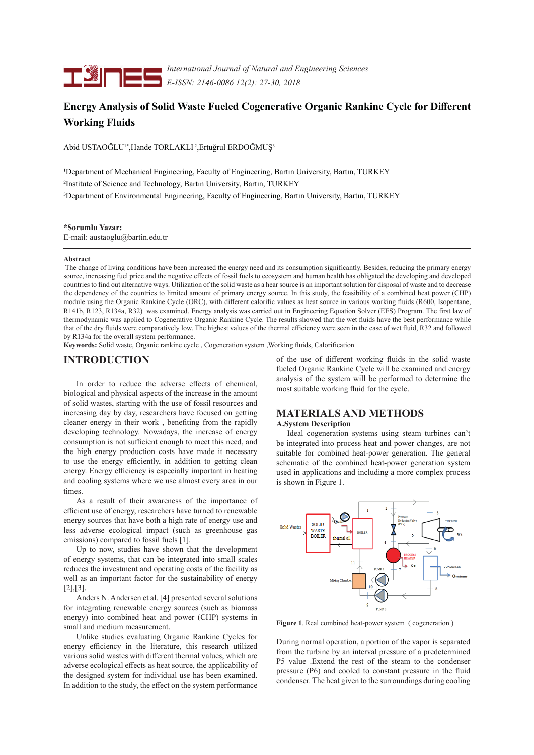# Energy Analysis of Solid Waste Fueled Cogenerative Organic Rankine Cycle for Different Working Fluids

Abid USTAOĞLU[1*], Hande TORLAKLI[2], Ertuğrul ERDOĞMUŞ[3]

[1]Department of Mechanical Engineering, Faculty of Engineering, Bartın University, Bartın, TURKEY
[2]Institute of Science and Technology, Bartın University, Bartın, TURKEY
[3]Department of Environmental Engineering, Faculty of Engineering, Bartın University, Bartın, TURKEY

**\*Sorumlu Yazar:**
E-mail: austaoglu@bartin.edu.tr

**Abstract**

The change of living conditions have been increased the energy need and its consumption significantly. Besides, reducing the primary energy source, increasing fuel price and the negative effects of fossil fuels to ecosystem and human health has obligated the developing and developed countries to find out alternative ways. Utilization of the solid waste as a heat source is an important solution for disposal of waste and to decrease the dependency of the countries to limited amount of primary energy source. In this study, the feasibility of a combined heat power (CHP) module using the Organic Rankine Cycle (ORC), with different calorific values as heat source in various working fluids (R600, Isopentane, R141b, R123, R134a, R32) was examined. Energy analysis was carried out in Engineering Equation Solver (EES) Program. The first law of thermodynamic was applied to Cogenerative Organic Rankine Cycle. The results showed that the wet fluids have the best performance while that of the dry fluids were comparatively low. The highest values of the thermal efficiency were seen in the case of wet fluid, R32 and followed by R134a for the overall system performance.

**Keywords:** Solid waste, Organic rankine cycle , Cogeneration system ,Working fluids, Calorification

## INTRODUCTION

In order to reduce the adverse effects of chemical, biological and physical aspects of the increase in the amount of solid wastes, starting with the use of fossil resources and increasing day by day, researchers have focused on getting cleaner energy in their work , benefiting from the rapidly developing technology. Nowadays, the increase of energy consumption is not sufficient enough to meet this need, and the high energy production costs have made it necessary to use the energy efficiently, in addition to getting clean energy. Energy efficiency is especially important in heating and cooling systems where we use almost every area in our times.

As a result of their awareness of the importance of efficient use of energy, researchers have turned to renewable energy sources that have both a high rate of energy use and less adverse ecological impact (such as greenhouse gas emissions) compared to fossil fuels [1].

Up to now, studies have shown that the development of energy systems, that can be integrated into small scales reduces the investment and operating costs of the facility as well as an important factor for the sustainability of energy [2],[3].

Anders N. Andersen et al. [4] presented several solutions for integrating renewable energy sources (such as biomass energy) into combined heat and power (CHP) systems in small and medium measurement.

Unlike studies evaluating Organic Rankine Cycles for energy efficiency in the literature, this research utilized various solid wastes with different thermal values, which are adverse ecological effects as heat source, the applicability of the designed system for individual use has been examined. In addition to the study, the effect on the system performance of the use of different working fluids in the solid waste fueled Organic Rankine Cycle will be examined and energy analysis of the system will be performed to determine the most suitable working fluid for the cycle.

## MATERIALS AND METHODS

### A.System Description

Ideal cogeneration systems using steam turbines can't be integrated into process heat and power changes, are not suitable for combined heat-power generation. The general schematic of the combined heat-power generation system used in applications and including a more complex process is shown in Figure 1.

**Figure 1**. Real combined heat-power system ( cogeneration )

During normal operation, a portion of the vapor is separated from the turbine by an interval pressure of a predetermined P5 value .Extend the rest of the steam to the condenser pressure (P6) and cooled to constant pressure in the fluid condenser. The heat given to the surroundings during cooling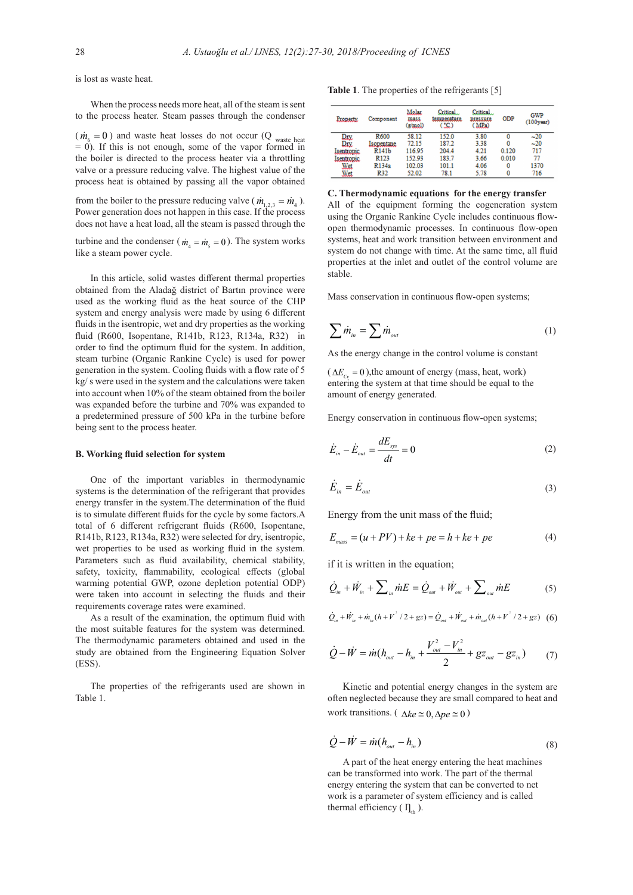is lost as waste heat.

When the process needs more heat, all of the steam is sent to the process heater. Steam passes through the condenser ($\dot{m}_6 = 0$) and waste heat losses do not occur ($Q_{\text{waste heat}} = 0$). If this is not enough, some of the vapor formed in the boiler is directed to the process heater via a throttling valve or a pressure reducing valve. The highest value of the process heat is obtained by passing all the vapor obtained from the boiler to the pressure reducing valve ($\dot{m}_{1,2,3} = \dot{m}_4$). Power generation does not happen in this case. If the process does not have a heat load, all the steam is passed through the turbine and the condenser ($\dot{m}_4 = \dot{m}_5 = 0$). The system works like a steam power cycle.

In this article, solid wastes different thermal properties obtained from the Aladağ district of Bartın province were used as the working fluid as the heat source of the CHP system and energy analysis were made by using 6 different fluids in the isentropic, wet and dry properties as the working fluid (R600, Isopentane, R141b, R123, R134a, R32) in order to find the optimum fluid for the system. In addition, steam turbine (Organic Rankine Cycle) is used for power generation in the system. Cooling fluids with a flow rate of 5 kg/ s were used in the system and the calculations were taken into account when 10% of the steam obtained from the boiler was expanded before the turbine and 70% was expanded to a predetermined pressure of 500 kPa in the turbine before being sent to the process heater.

### B. Working fluid selection for system

One of the important variables in thermodynamic systems is the determination of the refrigerant that provides energy transfer in the system.The determination of the fluid is to simulate different fluids for the cycle by some factors.A total of 6 different refrigerant fluids (R600, Isopentane, R141b, R123, R134a, R32) were selected for dry, isentropic, wet properties to be used as working fluid in the system. Parameters such as fluid availability, chemical stability, safety, toxicity, flammability, ecological effects (global warming potential GWP, ozone depletion potential ODP) were taken into account in selecting the fluids and their requirements coverage rates were examined.

As a result of the examination, the optimum fluid with the most suitable features for the system was determined. The thermodynamic parameters obtained and used in the study are obtained from the Engineering Equation Solver (ESS).

The properties of the refrigerants used are shown in Table 1.

**Table 1**. The properties of the refrigerants [5]

| Property | Component | Molar mass (g/mol) | Critical temperature (°C) | Critical pressure (MPa) | ODP | GWP (100year) |
|---|---|---|---|---|---|---|
| Dry | R600 | 58.12 | 152.0 | 3.80 | 0 | ~20 |
| Dry | Isopentane | 72.15 | 187.2 | 3.38 | 0 | ~20 |
| Isentropic | R141b | 116.95 | 204.4 | 4.21 | 0.120 | 717 |
| Isentropic | R123 | 152.93 | 183.7 | 3.66 | 0.010 | 77 |
| Wet | R134a | 102.03 | 101.1 | 4.06 | 0 | 1370 |
| Wet | R32 | 52.02 | 78.1 | 5.78 | 0 | 716 |

### C. Thermodynamic equations for the energy transfer

All of the equipment forming the cogeneration system using the Organic Rankine Cycle includes continuous flow-open thermodynamic processes. In continuous flow-open systems, heat and work transition between environment and system do not change with time. At the same time, all fluid properties at the inlet and outlet of the control volume are stable.

Mass conservation in continuous flow-open systems;

$$\sum \dot{m}_{in} = \sum \dot{m}_{out} \tag{1}$$

As the energy change in the control volume is constant ($\Delta E_{C_V} = 0$),the amount of energy (mass, heat, work) entering the system at that time should be equal to the amount of energy generated.

Energy conservation in continuous flow-open systems;

$$\dot{E}_{in} - \dot{E}_{out} = \frac{dE_{sys}}{dt} = 0 \tag{2}$$

$$\dot{E}_{in} = \dot{E}_{out} \tag{3}$$

Energy from the unit mass of the fluid;

$$E_{mass} = (u + PV) + ke + pe = h + ke + pe \tag{4}$$

if it is written in the equation;

$$\dot{Q}_{in} + \dot{W}_{in} + \sum_{in} \dot{m}E = \dot{Q}_{out} + \dot{W}_{out} + \sum_{out} \dot{m}E \tag{5}$$

$$\dot{Q}_{in} + \dot{W}_{in} + \dot{m}_{in}(h + V^2/2 + gz) = \dot{Q}_{out} + \dot{W}_{out} + \dot{m}_{out}(h + V^2/2 + gz) \tag{6}$$

$$\dot{Q} - \dot{W} = \dot{m}(h_{out} - h_{in} + \frac{V_{out}^2 - V_{in}^2}{2} + gz_{out} - gz_{in}) \tag{7}$$

Kinetic and potential energy changes in the system are often neglected because they are small compared to heat and work transitions. ($\Delta ke \cong 0, \Delta pe \cong 0$)

$$\dot{Q} - \dot{W} = \dot{m}(h_{out} - h_{in}) \tag{8}$$

A part of the heat energy entering the heat machines can be transformed into work. The part of the thermal energy entering the system that can be converted to net work is a parameter of system efficiency and is called thermal efficiency ($\eta_{th}$).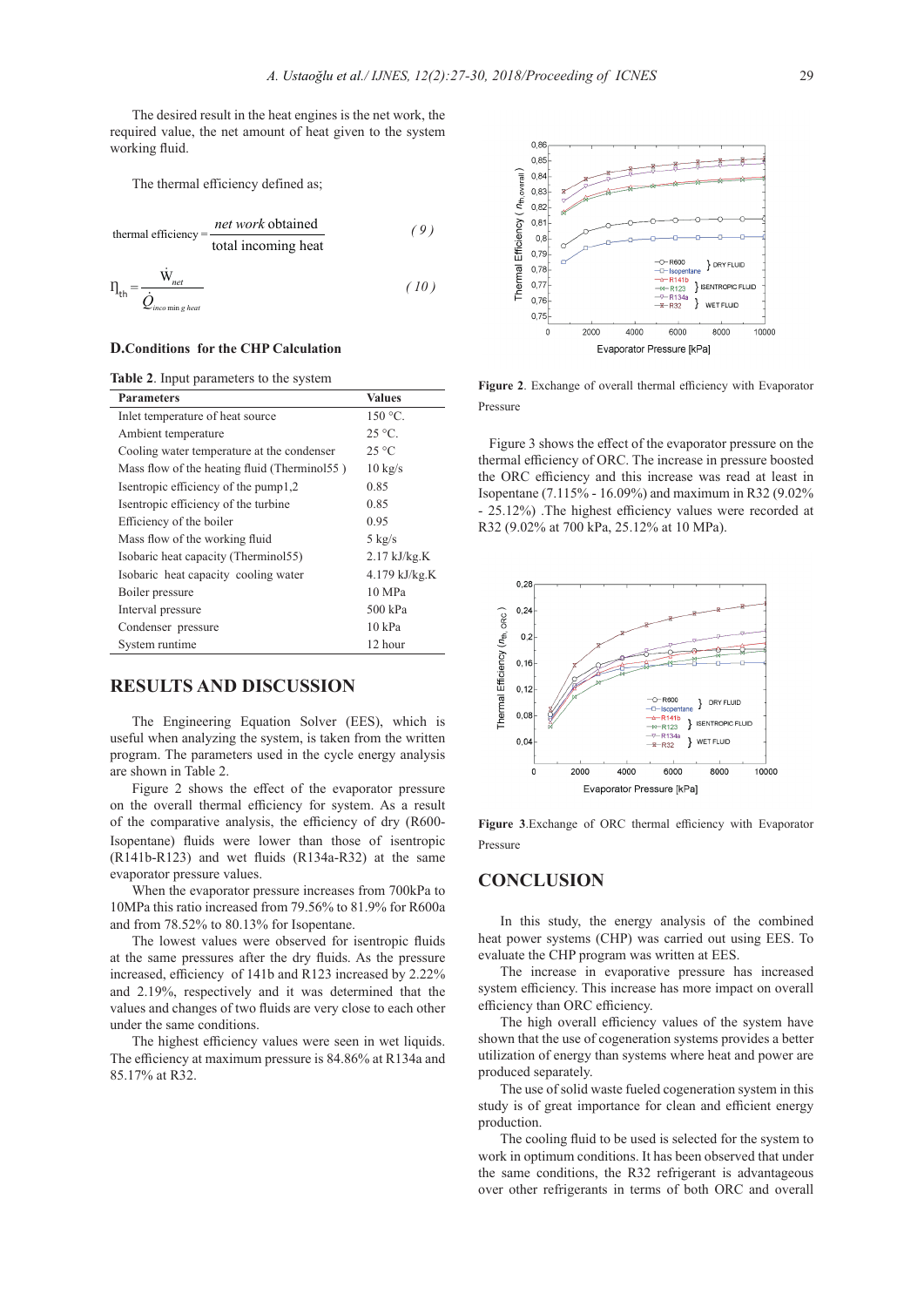The desired result in the heat engines is the net work, the required value, the net amount of heat given to the system working fluid.

The thermal efficiency defined as;

$$\text{thermal efficiency} = \frac{\textit{net work} \text{ obtained}}{\text{total incoming heat}} \qquad (9)$$

$$\eta_{th} = \frac{\dot{W}_{net}}{\dot{Q}_{incoming\ heat}} \qquad (10)$$

### D.Conditions for the CHP Calculation

**Table 2**. Input parameters to the system

| Parameters | Values |
|---|---|
| Inlet temperature of heat source | 150 °C. |
| Ambient temperature | 25 °C. |
| Cooling water temperature at the condenser | 25 °C |
| Mass flow of the heating fluid (Therminol55 ) | 10 kg/s |
| Isentropic efficiency of the pump1,2 | 0.85 |
| Isentropic efficiency of the turbine | 0.85 |
| Efficiency of the boiler | 0.95 |
| Mass flow of the working fluid | 5 kg/s |
| Isobaric heat capacity (Therminol55) | 2.17 kJ/kg.K |
| Isobaric heat capacity cooling water | 4.179 kJ/kg.K |
| Boiler pressure | 10 MPa |
| Interval pressure | 500 kPa |
| Condenser pressure | 10 kPa |
| System runtime | 12 hour |

## RESULTS AND DISCUSSION

The Engineering Equation Solver (EES), which is useful when analyzing the system, is taken from the written program. The parameters used in the cycle energy analysis are shown in Table 2.

Figure 2 shows the effect of the evaporator pressure on the overall thermal efficiency for system. As a result of the comparative analysis, the efficiency of dry (R600-Isopentane) fluids were lower than those of isentropic (R141b-R123) and wet fluids (R134a-R32) at the same evaporator pressure values.

When the evaporator pressure increases from 700kPa to 10MPa this ratio increased from 79.56% to 81.9% for R600a and from 78.52% to 80.13% for Isopentane.

The lowest values were observed for isentropic fluids at the same pressures after the dry fluids. As the pressure increased, efficiency of 141b and R123 increased by 2.22% and 2.19%, respectively and it was determined that the values and changes of two fluids are very close to each other under the same conditions.

The highest efficiency values were seen in wet liquids. The efficiency at maximum pressure is 84.86% at R134a and 85.17% at R32.

**Figure 2**. Exchange of overall thermal efficiency with Evaporator Pressure

Figure 3 shows the effect of the evaporator pressure on the thermal efficiency of ORC. The increase in pressure boosted the ORC efficiency and this increase was read at least in Isopentane (7.115% - 16.09%) and maximum in R32 (9.02% - 25.12%) .The highest efficiency values were recorded at R32 (9.02% at 700 kPa, 25.12% at 10 MPa).

**Figure 3**.Exchange of ORC thermal efficiency with Evaporator Pressure

## CONCLUSION

In this study, the energy analysis of the combined heat power systems (CHP) was carried out using EES. To evaluate the CHP program was written at EES.

The increase in evaporative pressure has increased system efficiency. This increase has more impact on overall efficiency than ORC efficiency.

The high overall efficiency values of the system have shown that the use of cogeneration systems provides a better utilization of energy than systems where heat and power are produced separately.

The use of solid waste fueled cogeneration system in this study is of great importance for clean and efficient energy production.

The cooling fluid to be used is selected for the system to work in optimum conditions. It has been observed that under the same conditions, the R32 refrigerant is advantageous over other refrigerants in terms of both ORC and overall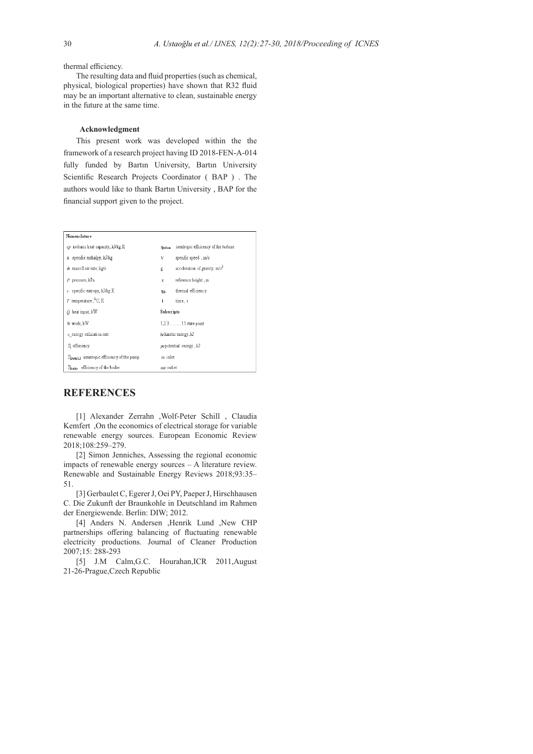thermal efficiency.

The resulting data and fluid properties (such as chemical, physical, biological properties) have shown that R32 fluid may be an important alternative to clean, sustainable energy in the future at the same time.

### Acknowledgment

This present work was developed within the the framework of a research project having ID 2018-FEN-A-014 fully funded by Bartın University, Bartın University Scientific Research Projects Coordinator ( BAP ) . The authors would like to thank Bartın University , BAP for the financial support given to the project.

| Nomenclature | |
|---|---|
| $cp$ isobaric heat capacity, kJ/kg.K | $\eta_{turbine}$ isentropic efficiency of the turbine |
| $h$ specific enthalpy, kJ/kg | V specific speed , m/s |
| $\dot{m}$ mass flow rate, kg/s | g acceleration of gravity, m/s$^2$ |
| $P$ pressure, kPa | z reference height , m |
| $s$ specific entropy, kJ/kg.K | $\eta_{th}$ thermal efficiency |
| $T$ temperature, $^{\circ}$C, K | t time, s |
| $\dot{Q}$ heat input, kW | **Subscripts** |
| $\dot{W}$ work, kW | 1,2,3……11 state point |
| $\varepsilon_u$ energy utilization rate | $ke$ kinetic energy, kJ |
| $\eta$ efficiency | $pe$ potential energy , kJ |
| $\eta_{pump1,2}$ isentropic efficiency of the pump | $in$ inlet |
| $\eta_{boiler}$ efficiency of the boiler | $out$ outlet |

## REFERENCES

[1] Alexander Zerrahn ,Wolf-Peter Schill , Claudia Kemfert ,On the economics of electrical storage for variable renewable energy sources. European Economic Review 2018;108:259–279.

[2] Simon Jenniches, Assessing the regional economic impacts of renewable energy sources – A literature review. Renewable and Sustainable Energy Reviews 2018;93:35–51.

[3] Gerbaulet C, Egerer J, Oei PY, Paeper J, Hirschhausen C. Die Zukunft der Braunkohle in Deutschland im Rahmen der Energiewende. Berlin: DIW; 2012.

[4] Anders N. Andersen ,Henrik Lund ,New CHP partnerships offering balancing of fluctuating renewable electricity productions. Journal of Cleaner Production 2007;15: 288-293

[5] J.M Calm,G.C. Hourahan,ICR 2011,August 21-26-Prague,Czech Republic